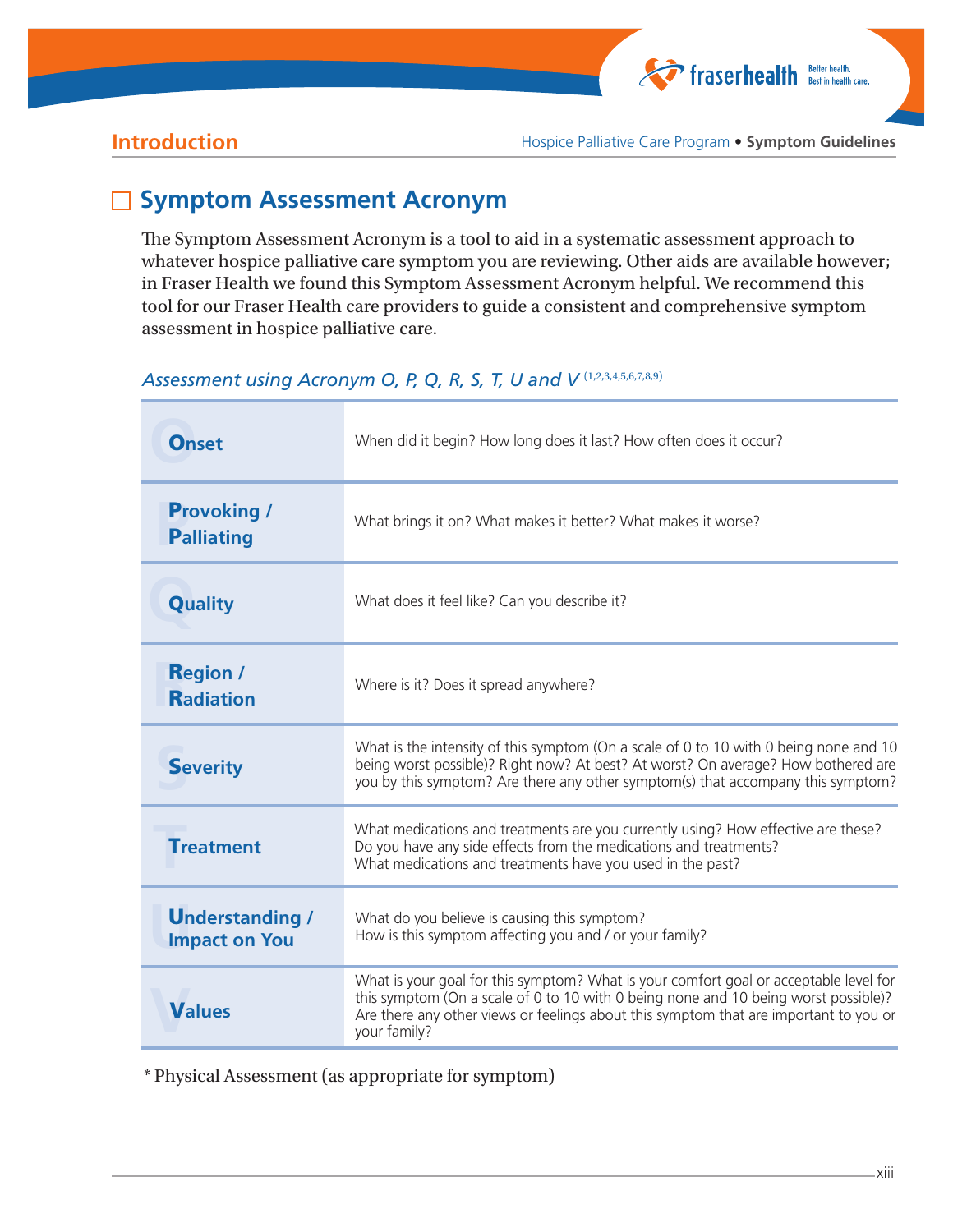# Symptom Assessment Acronym

The Symptom Assessment Acronym is a tool to aid in a systematic assessment approach to whatever hospice palliative care symptom you are reviewing. Other aids are available however; in Fraser Health we found this Symptom Assessment Acronym helpful. We recommend this tool for our Fraser Health care providers to guide a consistent and comprehensive symptom assessment in hospice palliative care.

*Assessment using Acronym O, P, Q, R, S, T, U and V* [1,2,3,4,5,6,7,8,9]

| | |
|---|---|
| **Onset** | When did it begin? How long does it last? How often does it occur? |
| **Provoking / Palliating** | What brings it on? What makes it better? What makes it worse? |
| **Quality** | What does it feel like? Can you describe it? |
| **Region / Radiation** | Where is it? Does it spread anywhere? |
| **Severity** | What is the intensity of this symptom (On a scale of 0 to 10 with 0 being none and 10 being worst possible)? Right now? At best? At worst? On average? How bothered are you by this symptom? Are there any other symptom(s) that accompany this symptom? |
| **Treatment** | What medications and treatments are you currently using? How effective are these? Do you have any side effects from the medications and treatments? What medications and treatments have you used in the past? |
| **Understanding / Impact on You** | What do you believe is causing this symptom? How is this symptom affecting you and / or your family? |
| **Values** | What is your goal for this symptom? What is your comfort goal or acceptable level for this symptom (On a scale of 0 to 10 with 0 being none and 10 being worst possible)? Are there any other views or feelings about this symptom that are important to you or your family? |

* Physical Assessment (as appropriate for symptom)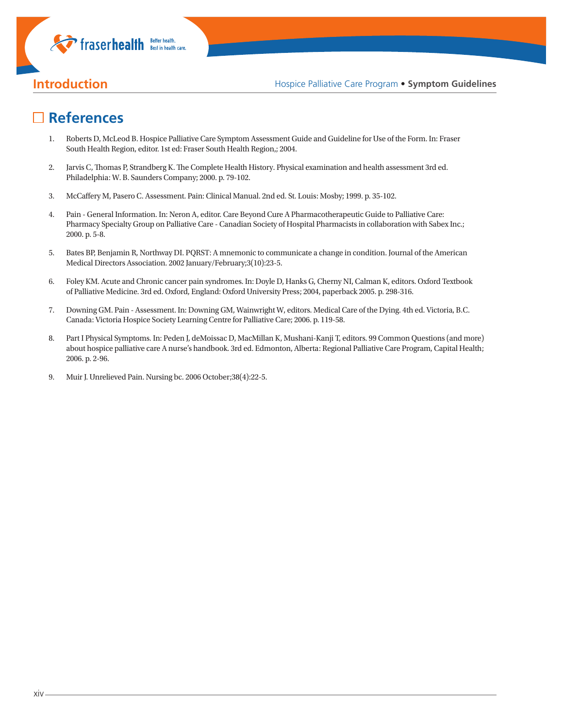## References

1. Roberts D, McLeod B. Hospice Palliative Care Symptom Assessment Guide and Guideline for Use of the Form. In: Fraser South Health Region, editor. 1st ed: Fraser South Health Region,; 2004.
2. Jarvis C, Thomas P, Strandberg K. The Complete Health History. Physical examination and health assessment 3rd ed. Philadelphia: W. B. Saunders Company; 2000. p. 79-102.
3. McCaffery M, Pasero C. Assessment. Pain: Clinical Manual. 2nd ed. St. Louis: Mosby; 1999. p. 35-102.
4. Pain - General Information. In: Neron A, editor. Care Beyond Cure A Pharmacotherapeutic Guide to Palliative Care: Pharmacy Specialty Group on Palliative Care - Canadian Society of Hospital Pharmacists in collaboration with Sabex Inc.; 2000. p. 5-8.
5. Bates BP, Benjamin R, Northway DI. PQRST: A mnemonic to communicate a change in condition. Journal of the American Medical Directors Association. 2002 January/February;3(10):23-5.
6. Foley KM. Acute and Chronic cancer pain syndromes. In: Doyle D, Hanks G, Cherny NI, Calman K, editors. Oxford Textbook of Palliative Medicine. 3rd ed. Oxford, England: Oxford University Press; 2004, paperback 2005. p. 298-316.
7. Downing GM. Pain - Assessment. In: Downing GM, Wainwright W, editors. Medical Care of the Dying. 4th ed. Victoria, B.C. Canada: Victoria Hospice Society Learning Centre for Palliative Care; 2006. p. 119-58.
8. Part I Physical Symptoms. In: Peden J, deMoissac D, MacMillan K, Mushani-Kanji T, editors. 99 Common Questions (and more) about hospice palliative care A nurse's handbook. 3rd ed. Edmonton, Alberta: Regional Palliative Care Program, Capital Health; 2006. p. 2-96.
9. Muir J. Unrelieved Pain. Nursing bc. 2006 October;38(4):22-5.